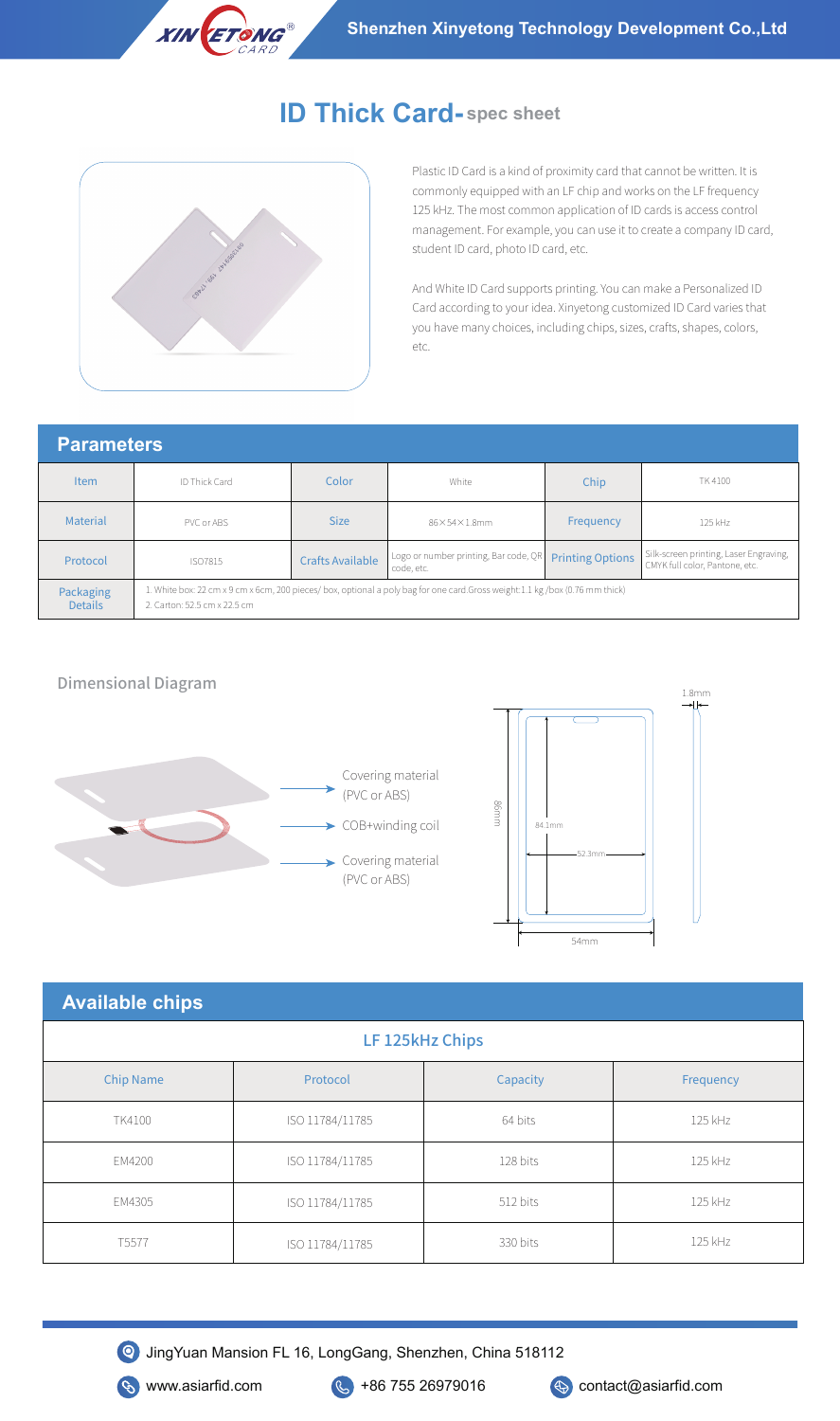# ID Thick Card- spec sheet

Plastic ID Card is a kind of proximity card that cannot be written. It is commonly equipped with an LF chip and works on the LF frequency 125 kHz. The most common application of ID cards is access control management. For example, you can use it to create a company ID card, student ID card, photo ID card, etc.

And White ID Card supports printing. You can make a Personalized ID Card according to your idea. Xinyetong customized ID Card varies that you have many choices, including chips, sizes, crafts, shapes, colors, etc.

## Parameters

| Item | ID Thick Card | Color | White | Chip | TK4100 |
|---|---|---|---|---|---|
| Material | PVC or ABS | Size | 86×54×1.8mm | Frequency | 125 kHz |
| Protocol | ISO7815 | Crafts Available | Logo or number printing, Bar code, QR code, etc. | Printing Options | Silk-screen printing, Laser Engraving, CMYK full color, Pantone, etc. |
| Packaging Details | 1. White box: 22 cm x 9 cm x 6cm, 200 pieces/ box, optional a poly bag for one card.Gross weight:1.1 kg /box (0.76 mm thick)<br>2. Carton: 52.5 cm x 22.5 cm | | | | |

## Dimensional Diagram

Covering material (PVC or ABS)

COB+winding coil

Covering material (PVC or ABS)

1.8mm

86mm

84.1mm

52.3mm

54mm

## Available chips

| LF 125kHz Chips | | | |
|---|---|---|---|
| Chip Name | Protocol | Capacity | Frequency |
| TK4100 | ISO 11784/11785 | 64 bits | 125 kHz |
| EM4200 | ISO 11784/11785 | 128 bits | 125 kHz |
| EM4305 | ISO 11784/11785 | 512 bits | 125 kHz |
| T5577 | ISO 11784/11785 | 330 bits | 125 kHz |

JingYuan Mansion FL 16, LongGang, Shenzhen, China 518112

www.asiarfid.com +86 755 26979016 contact@asiarfid.com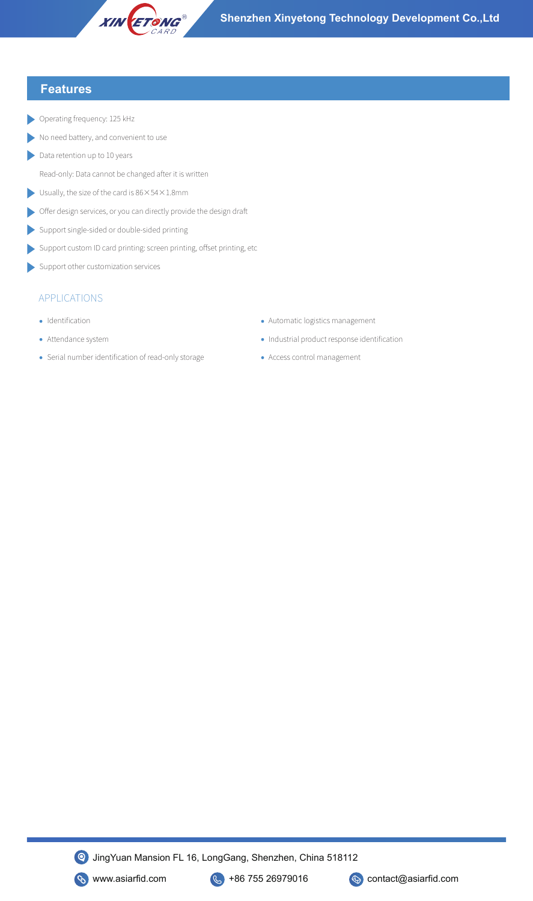## Features

- Operating frequency: 125 kHz
- No need battery, and convenient to use
- Data retention up to 10 years

  Read-only: Data cannot be changed after it is written
- Usually, the size of the card is 86×54×1.8mm
- Offer design services, or you can directly provide the design draft
- Support single-sided or double-sided printing
- Support custom ID card printing: screen printing, offset printing, etc
- Support other customization services

### APPLICATIONS

- Identification
- Attendance system
- Serial number identification of read-only storage
- Automatic logistics management
- Industrial product response identification
- Access control management

JingYuan Mansion FL 16, LongGang, Shenzhen, China 518112

www.asiarfid.com

+86 755 26979016

contact@asiarfid.com